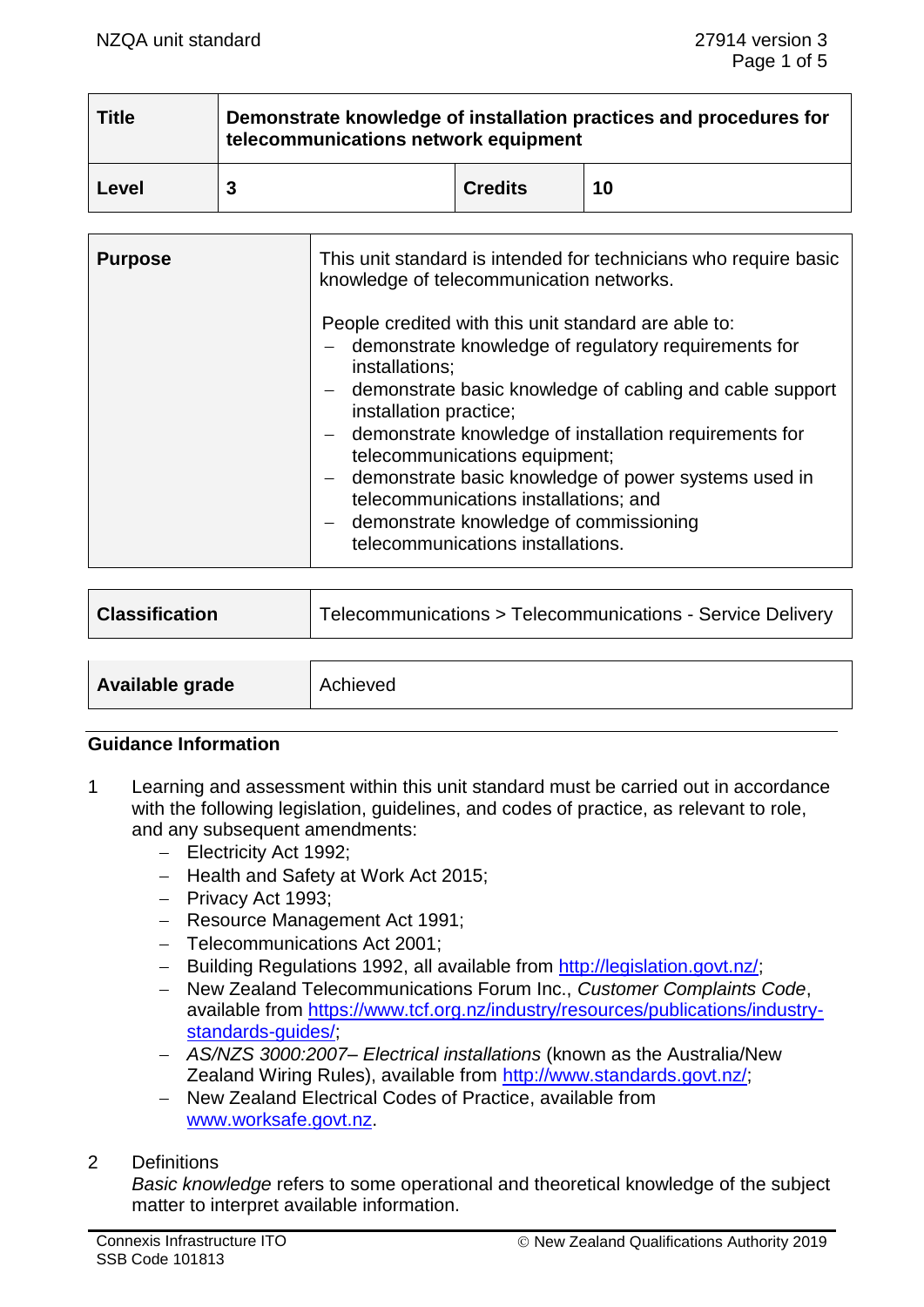| Title | Demonstrate knowledge of installation practices and procedures for telecommunications network equipment | | |
|---|---|---|---|
| Level | 3 | Credits | 10 |

| Purpose | This unit standard is intended for technicians who require basic knowledge of telecommunication networks.<br><br>People credited with this unit standard are able to:<br>– demonstrate knowledge of regulatory requirements for installations;<br>– demonstrate basic knowledge of cabling and cable support installation practice;<br>– demonstrate knowledge of installation requirements for telecommunications equipment;<br>– demonstrate basic knowledge of power systems used in telecommunications installations; and<br>– demonstrate knowledge of commissioning telecommunications installations. |
|---|---|

| Classification | Telecommunications > Telecommunications - Service Delivery |
|---|---|

| Available grade | Achieved |
|---|---|

## Guidance Information

1 Learning and assessment within this unit standard must be carried out in accordance with the following legislation, guidelines, and codes of practice, as relevant to role, and any subsequent amendments:
   - Electricity Act 1992;
   - Health and Safety at Work Act 2015;
   - Privacy Act 1993;
   - Resource Management Act 1991;
   - Telecommunications Act 2001;
   - Building Regulations 1992, all available from http://legislation.govt.nz/;
   - New Zealand Telecommunications Forum Inc., *Customer Complaints Code*, available from https://www.tcf.org.nz/industry/resources/publications/industry-standards-guides/;
   - *AS/NZS 3000:2007– Electrical installations* (known as the Australia/New Zealand Wiring Rules), available from http://www.standards.govt.nz/;
   - New Zealand Electrical Codes of Practice, available from www.worksafe.govt.nz.

2 Definitions

   *Basic knowledge* refers to some operational and theoretical knowledge of the subject matter to interpret available information.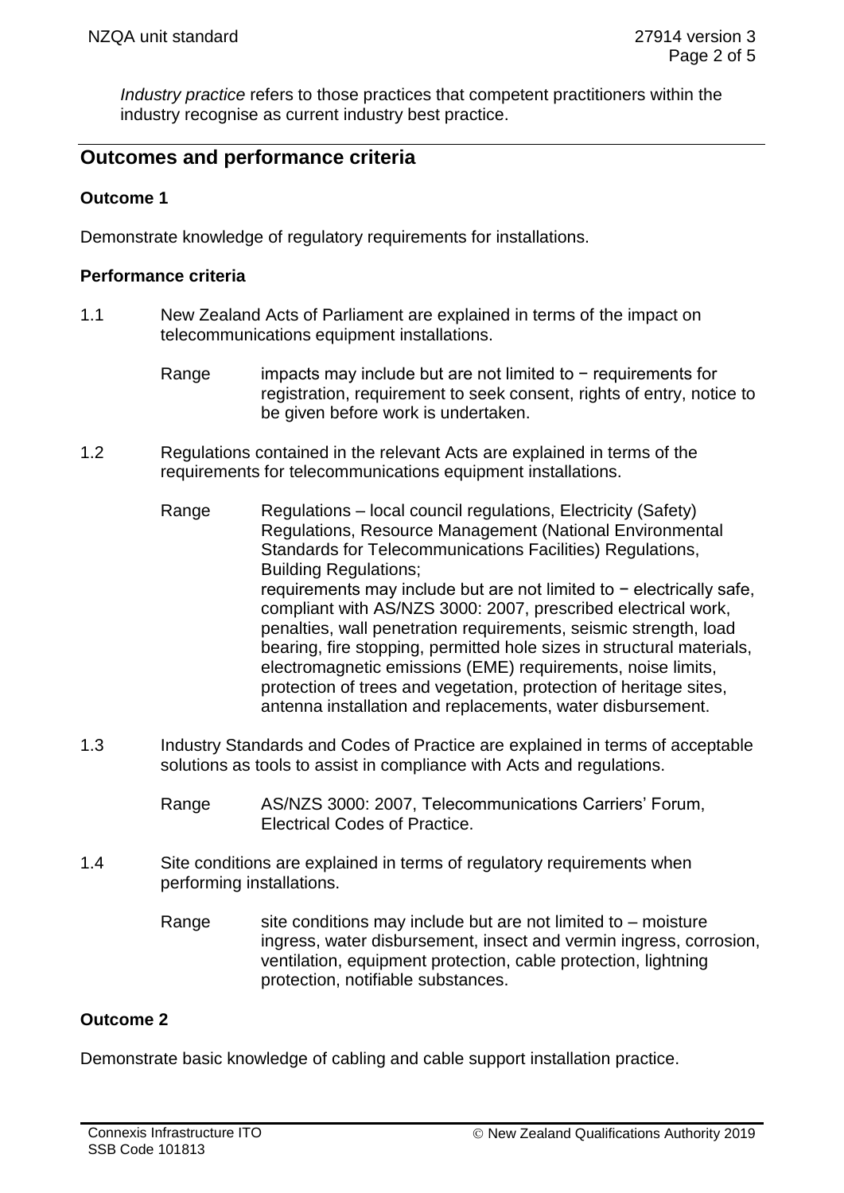*Industry practice* refers to those practices that competent practitioners within the industry recognise as current industry best practice.

## Outcomes and performance criteria

### Outcome 1

Demonstrate knowledge of regulatory requirements for installations.

#### Performance criteria

1.1 New Zealand Acts of Parliament are explained in terms of the impact on telecommunications equipment installations.

Range: impacts may include but are not limited to − requirements for registration, requirement to seek consent, rights of entry, notice to be given before work is undertaken.

1.2 Regulations contained in the relevant Acts are explained in terms of the requirements for telecommunications equipment installations.

Range: Regulations – local council regulations, Electricity (Safety) Regulations, Resource Management (National Environmental Standards for Telecommunications Facilities) Regulations, Building Regulations;
requirements may include but are not limited to − electrically safe, compliant with AS/NZS 3000: 2007, prescribed electrical work, penalties, wall penetration requirements, seismic strength, load bearing, fire stopping, permitted hole sizes in structural materials, electromagnetic emissions (EME) requirements, noise limits, protection of trees and vegetation, protection of heritage sites, antenna installation and replacements, water disbursement.

1.3 Industry Standards and Codes of Practice are explained in terms of acceptable solutions as tools to assist in compliance with Acts and regulations.

Range: AS/NZS 3000: 2007, Telecommunications Carriers' Forum, Electrical Codes of Practice.

1.4 Site conditions are explained in terms of regulatory requirements when performing installations.

Range: site conditions may include but are not limited to – moisture ingress, water disbursement, insect and vermin ingress, corrosion, ventilation, equipment protection, cable protection, lightning protection, notifiable substances.

### Outcome 2

Demonstrate basic knowledge of cabling and cable support installation practice.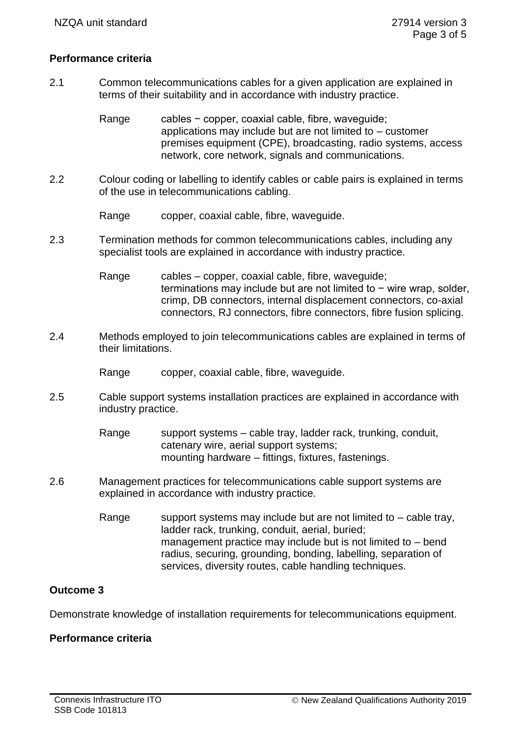**Performance criteria**

2.1 Common telecommunications cables for a given application are explained in terms of their suitability and in accordance with industry practice.

Range cables − copper, coaxial cable, fibre, waveguide;
applications may include but are not limited to – customer premises equipment (CPE), broadcasting, radio systems, access network, core network, signals and communications.

2.2 Colour coding or labelling to identify cables or cable pairs is explained in terms of the use in telecommunications cabling.

Range copper, coaxial cable, fibre, waveguide.

2.3 Termination methods for common telecommunications cables, including any specialist tools are explained in accordance with industry practice.

Range cables – copper, coaxial cable, fibre, waveguide;
terminations may include but are not limited to − wire wrap, solder, crimp, DB connectors, internal displacement connectors, co-axial connectors, RJ connectors, fibre connectors, fibre fusion splicing.

2.4 Methods employed to join telecommunications cables are explained in terms of their limitations.

Range copper, coaxial cable, fibre, waveguide.

2.5 Cable support systems installation practices are explained in accordance with industry practice.

Range support systems – cable tray, ladder rack, trunking, conduit, catenary wire, aerial support systems;
mounting hardware – fittings, fixtures, fastenings.

2.6 Management practices for telecommunications cable support systems are explained in accordance with industry practice.

Range support systems may include but are not limited to – cable tray, ladder rack, trunking, conduit, aerial, buried;
management practice may include but is not limited to – bend radius, securing, grounding, bonding, labelling, separation of services, diversity routes, cable handling techniques.

**Outcome 3**

Demonstrate knowledge of installation requirements for telecommunications equipment.

**Performance criteria**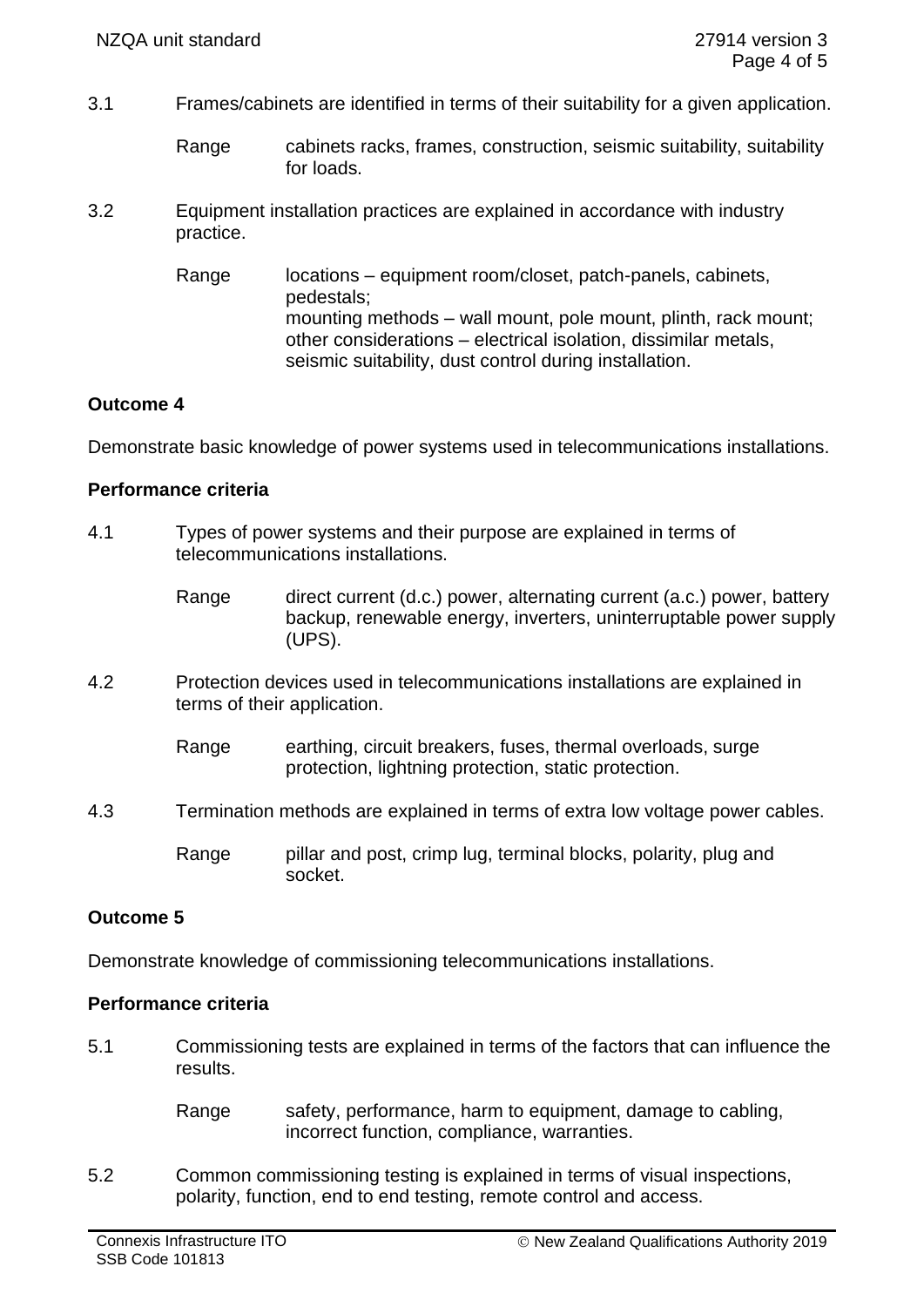3.1 Frames/cabinets are identified in terms of their suitability for a given application.

Range cabinets racks, frames, construction, seismic suitability, suitability for loads.

3.2 Equipment installation practices are explained in accordance with industry practice.

Range locations – equipment room/closet, patch-panels, cabinets, pedestals;
mounting methods – wall mount, pole mount, plinth, rack mount;
other considerations – electrical isolation, dissimilar metals, seismic suitability, dust control during installation.

**Outcome 4**

Demonstrate basic knowledge of power systems used in telecommunications installations.

**Performance criteria**

4.1 Types of power systems and their purpose are explained in terms of telecommunications installations.

Range direct current (d.c.) power, alternating current (a.c.) power, battery backup, renewable energy, inverters, uninterruptable power supply (UPS).

4.2 Protection devices used in telecommunications installations are explained in terms of their application.

Range earthing, circuit breakers, fuses, thermal overloads, surge protection, lightning protection, static protection.

4.3 Termination methods are explained in terms of extra low voltage power cables.

Range pillar and post, crimp lug, terminal blocks, polarity, plug and socket.

**Outcome 5**

Demonstrate knowledge of commissioning telecommunications installations.

**Performance criteria**

5.1 Commissioning tests are explained in terms of the factors that can influence the results.

Range safety, performance, harm to equipment, damage to cabling, incorrect function, compliance, warranties.

5.2 Common commissioning testing is explained in terms of visual inspections, polarity, function, end to end testing, remote control and access.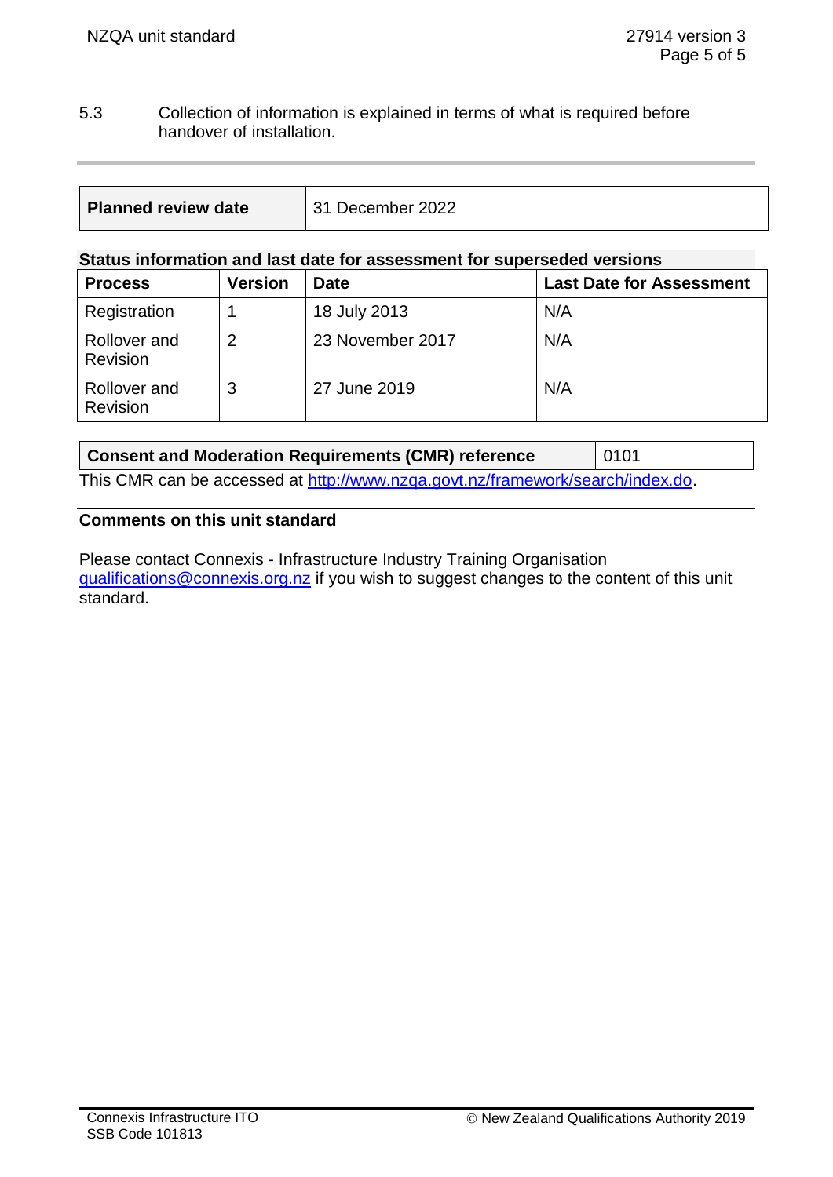5.3 Collection of information is explained in terms of what is required before handover of installation.

---

| | |
|---|---|
| **Planned review date** | 31 December 2022 |

**Status information and last date for assessment for superseded versions**

| Process | Version | Date | Last Date for Assessment |
|---|---|---|---|
| Registration | 1 | 18 July 2013 | N/A |
| Rollover and Revision | 2 | 23 November 2017 | N/A |
| Rollover and Revision | 3 | 27 June 2019 | N/A |

| | |
|---|---|
| **Consent and Moderation Requirements (CMR) reference** | 0101 |

This CMR can be accessed at http://www.nzqa.govt.nz/framework/search/index.do.

**Comments on this unit standard**

Please contact Connexis - Infrastructure Industry Training Organisation qualifications@connexis.org.nz if you wish to suggest changes to the content of this unit standard.